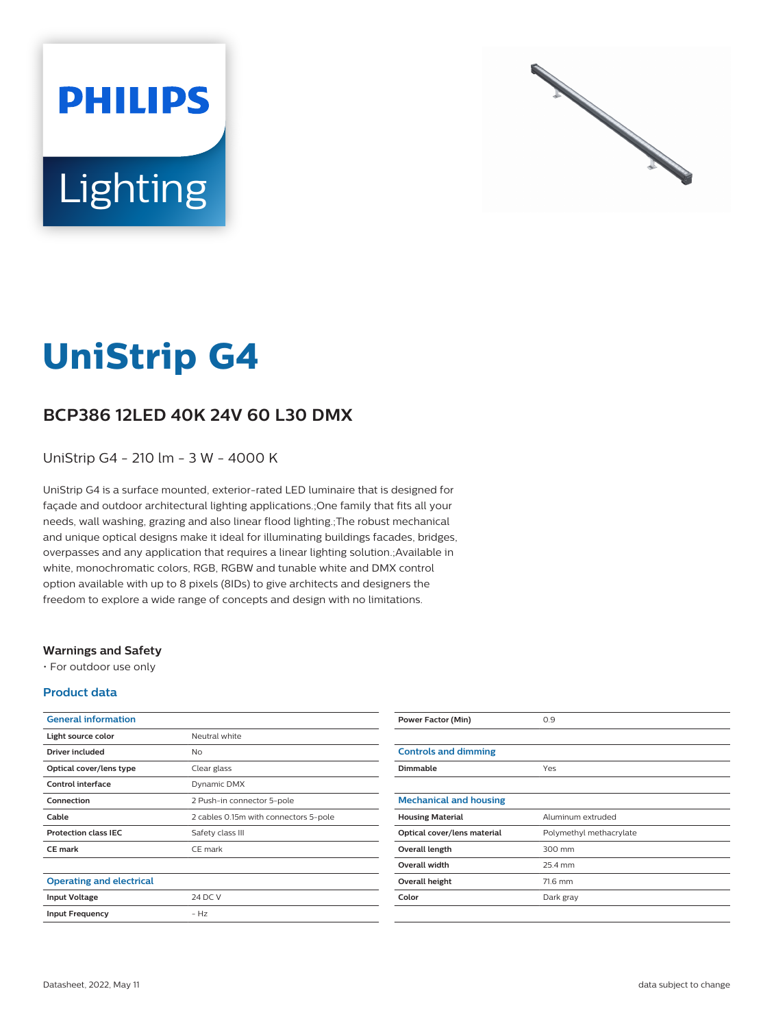# UniStrip G4

## BCP386 12LED 40K 24V 60 L30 DMX

UniStrip G4 - 210 lm - 3 W - 4000 K

UniStrip G4 is a surface mounted, exterior-rated LED luminaire that is designed for façade and outdoor architectural lighting applications.;One family that fits all your needs, wall washing, grazing and also linear flood lighting.;The robust mechanical and unique optical designs make it ideal for illuminating buildings facades, bridges, overpasses and any application that requires a linear lighting solution.;Available in white, monochromatic colors, RGB, RGBW and tunable white and DMX control option available with up to 8 pixels (8IDs) to give architects and designers the freedom to explore a wide range of concepts and design with no limitations.

### Warnings and Safety

- For outdoor use only

### Product data

| General information | |
|---|---|
| Light source color | Neutral white |
| Driver included | No |
| Optical cover/lens type | Clear glass |
| Control interface | Dynamic DMX |
| Connection | 2 Push-in connector 5-pole |
| Cable | 2 cables 0.15m with connectors 5-pole |
| Protection class IEC | Safety class III |
| CE mark | CE mark |

| Operating and electrical | |
|---|---|
| Input Voltage | 24 DC V |
| Input Frequency | - Hz |
| Power Factor (Min) | 0.9 |

| Controls and dimming | |
|---|---|
| Dimmable | Yes |

| Mechanical and housing | |
|---|---|
| Housing Material | Aluminum extruded |
| Optical cover/lens material | Polymethyl methacrylate |
| Overall length | 300 mm |
| Overall width | 25.4 mm |
| Overall height | 71.6 mm |
| Color | Dark gray |

Datasheet, 2022, May 11 data subject to change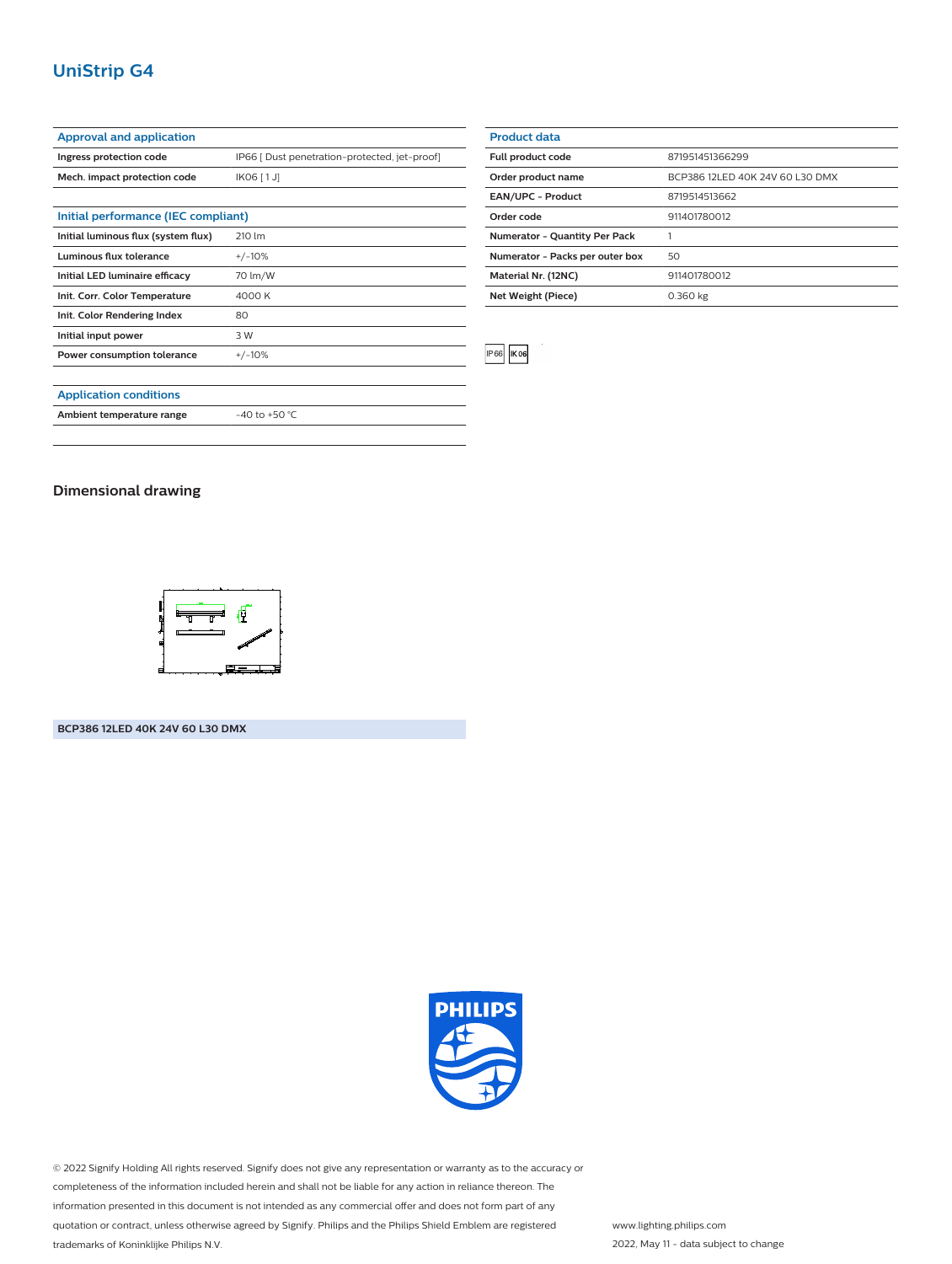# UniStrip G4

| Approval and application | |
|---|---|
| Ingress protection code | IP66 [ Dust penetration-protected, jet-proof] |
| Mech. impact protection code | IK06 [ 1 J] |

| Initial performance (IEC compliant) | |
|---|---|
| Initial luminous flux (system flux) | 210 lm |
| Luminous flux tolerance | +/-10% |
| Initial LED luminaire efficacy | 70 lm/W |
| Init. Corr. Color Temperature | 4000 K |
| Init. Color Rendering Index | 80 |
| Initial input power | 3 W |
| Power consumption tolerance | +/-10% |

| Application conditions | |
|---|---|
| Ambient temperature range | -40 to +50 °C |

| Product data | |
|---|---|
| Full product code | 871951451366299 |
| Order product name | BCP386 12LED 40K 24V 60 L30 DMX |
| EAN/UPC - Product | 8719514513662 |
| Order code | 911401780012 |
| Numerator - Quantity Per Pack | 1 |
| Numerator - Packs per outer box | 50 |
| Material Nr. (12NC) | 911401780012 |
| Net Weight (Piece) | 0.360 kg |

IP66 IK06

## Dimensional drawing

**BCP386 12LED 40K 24V 60 L30 DMX**

© 2022 Signify Holding All rights reserved. Signify does not give any representation or warranty as to the accuracy or completeness of the information included herein and shall not be liable for any action in reliance thereon. The information presented in this document is not intended as any commercial offer and does not form part of any quotation or contract, unless otherwise agreed by Signify. Philips and the Philips Shield Emblem are registered trademarks of Koninklijke Philips N.V.

www.lighting.philips.com

2022, May 11 - data subject to change